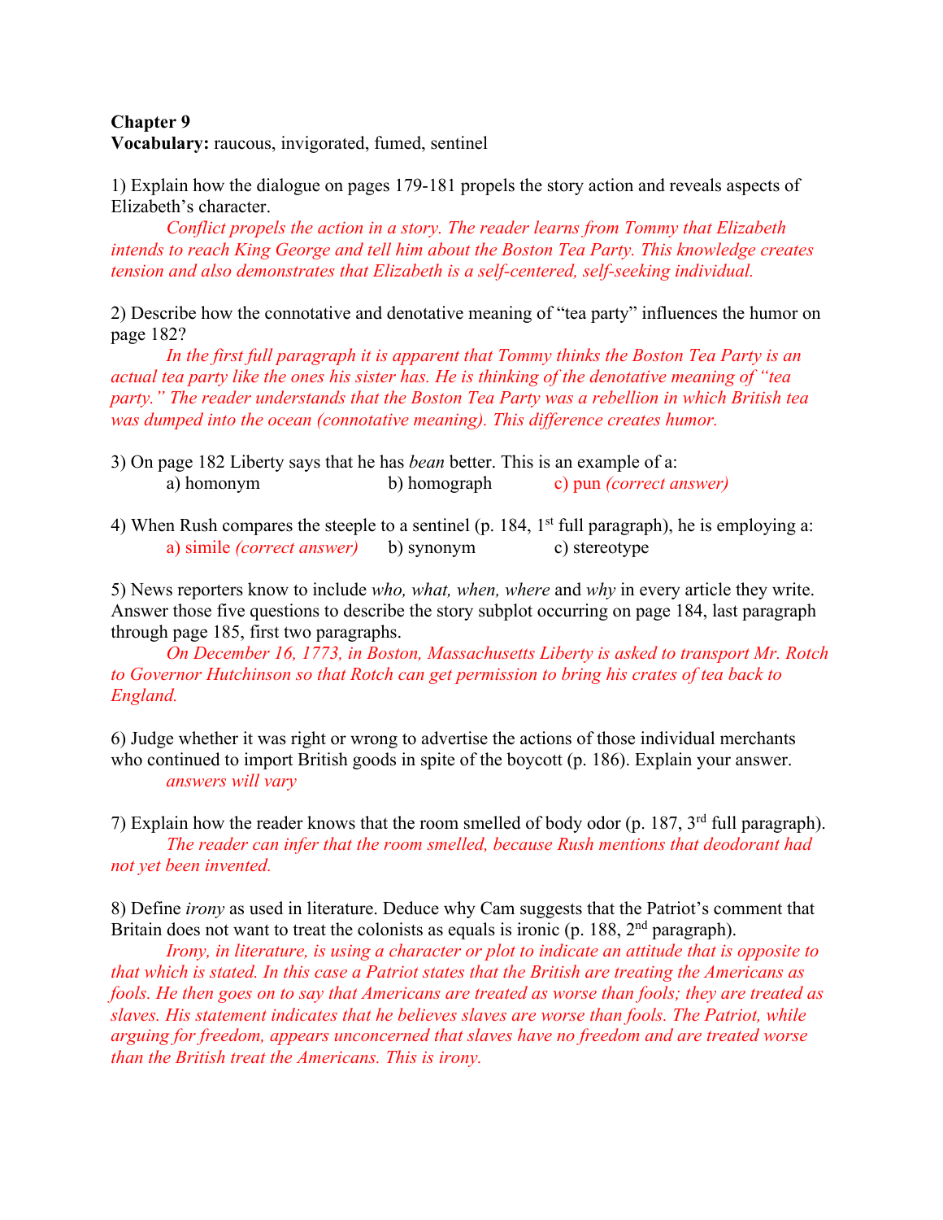**Chapter 9**

**Vocabulary:** raucous, invigorated, fumed, sentinel

1) Explain how the dialogue on pages 179-181 propels the story action and reveals aspects of Elizabeth's character.

*Conflict propels the action in a story. The reader learns from Tommy that Elizabeth intends to reach King George and tell him about the Boston Tea Party. This knowledge creates tension and also demonstrates that Elizabeth is a self-centered, self-seeking individual.*

2) Describe how the connotative and denotative meaning of "tea party" influences the humor on page 182?

*In the first full paragraph it is apparent that Tommy thinks the Boston Tea Party is an actual tea party like the ones his sister has. He is thinking of the denotative meaning of "tea party." The reader understands that the Boston Tea Party was a rebellion in which British tea was dumped into the ocean (connotative meaning). This difference creates humor.*

3) On page 182 Liberty says that he has *bean* better. This is an example of a:

a) homonym b) homograph c) pun *(correct answer)*

4) When Rush compares the steeple to a sentinel (p. 184, 1st full paragraph), he is employing a:

a) simile *(correct answer)* b) synonym c) stereotype

5) News reporters know to include *who, what, when, where* and *why* in every article they write. Answer those five questions to describe the story subplot occurring on page 184, last paragraph through page 185, first two paragraphs.

*On December 16, 1773, in Boston, Massachusetts Liberty is asked to transport Mr. Rotch to Governor Hutchinson so that Rotch can get permission to bring his crates of tea back to England.*

6) Judge whether it was right or wrong to advertise the actions of those individual merchants who continued to import British goods in spite of the boycott (p. 186). Explain your answer.

*answers will vary*

7) Explain how the reader knows that the room smelled of body odor (p. 187, 3rd full paragraph).

*The reader can infer that the room smelled, because Rush mentions that deodorant had not yet been invented.*

8) Define *irony* as used in literature. Deduce why Cam suggests that the Patriot's comment that Britain does not want to treat the colonists as equals is ironic (p. 188, 2nd paragraph).

*Irony, in literature, is using a character or plot to indicate an attitude that is opposite to that which is stated. In this case a Patriot states that the British are treating the Americans as fools. He then goes on to say that Americans are treated as worse than fools; they are treated as slaves. His statement indicates that he believes slaves are worse than fools. The Patriot, while arguing for freedom, appears unconcerned that slaves have no freedom and are treated worse than the British treat the Americans. This is irony.*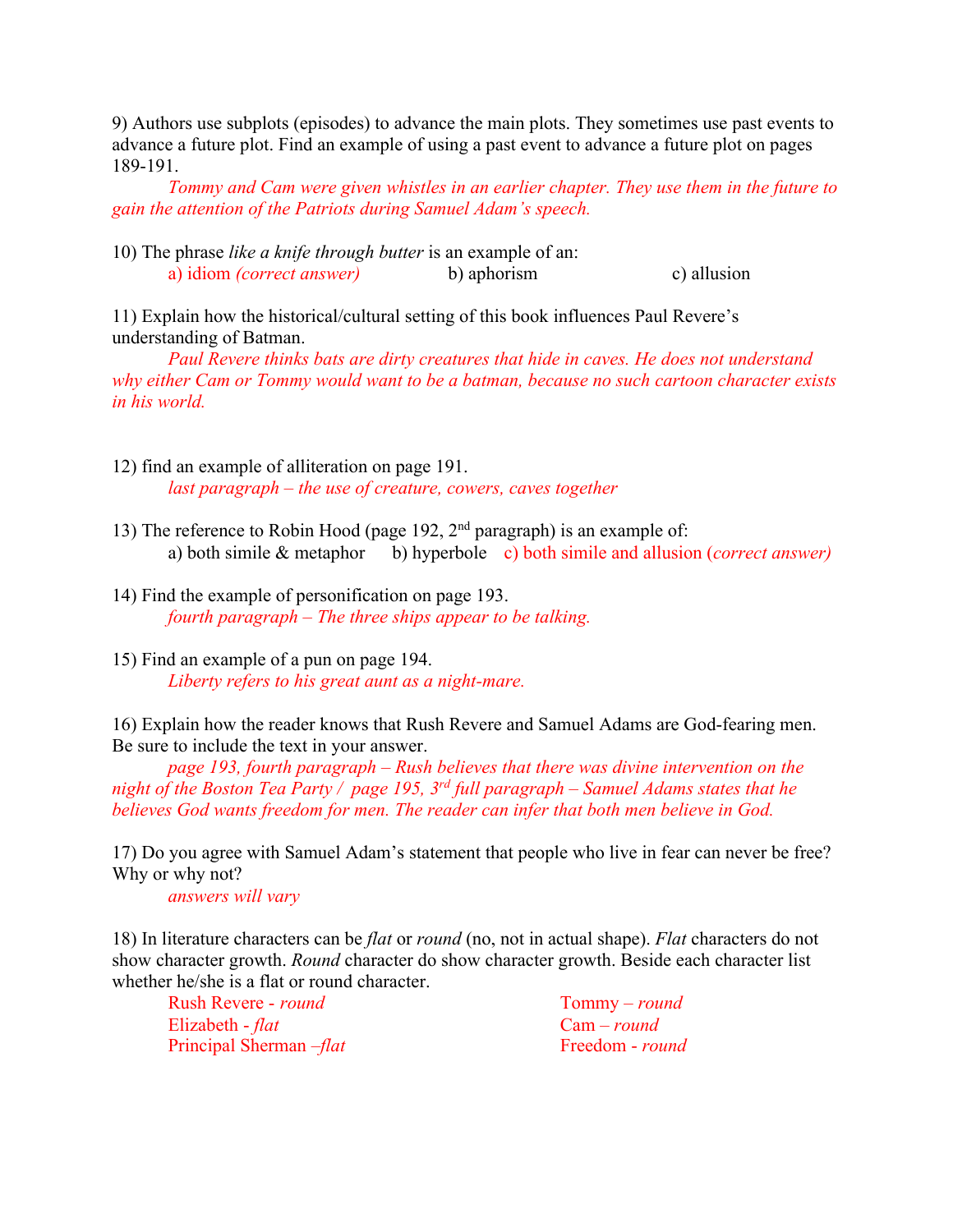9) Authors use subplots (episodes) to advance the main plots. They sometimes use past events to advance a future plot. Find an example of using a past event to advance a future plot on pages 189-191.

*Tommy and Cam were given whistles in an earlier chapter. They use them in the future to gain the attention of the Patriots during Samuel Adam's speech.*

10) The phrase *like a knife through butter* is an example of an:

a) idiom *(correct answer)* b) aphorism c) allusion

11) Explain how the historical/cultural setting of this book influences Paul Revere's understanding of Batman.

*Paul Revere thinks bats are dirty creatures that hide in caves. He does not understand why either Cam or Tommy would want to be a batman, because no such cartoon character exists in his world.*

12) find an example of alliteration on page 191.

*last paragraph – the use of creature, cowers, caves together*

13) The reference to Robin Hood (page 192, 2nd paragraph) is an example of:

a) both simile & metaphor b) hyperbole c) both simile and allusion (*correct answer)*

14) Find the example of personification on page 193.

*fourth paragraph – The three ships appear to be talking.*

15) Find an example of a pun on page 194.

*Liberty refers to his great aunt as a night-mare.*

16) Explain how the reader knows that Rush Revere and Samuel Adams are God-fearing men. Be sure to include the text in your answer.

*page 193, fourth paragraph – Rush believes that there was divine intervention on the night of the Boston Tea Party / page 195, 3rd full paragraph – Samuel Adams states that he believes God wants freedom for men. The reader can infer that both men believe in God.*

17) Do you agree with Samuel Adam's statement that people who live in fear can never be free? Why or why not?

*answers will vary*

18) In literature characters can be *flat* or *round* (no, not in actual shape). *Flat* characters do not show character growth. *Round* character do show character growth. Beside each character list whether he/she is a flat or round character.

Rush Revere - *round*
Elizabeth - *flat*
Principal Sherman –*flat*
Tommy – *round*
Cam – *round*
Freedom - *round*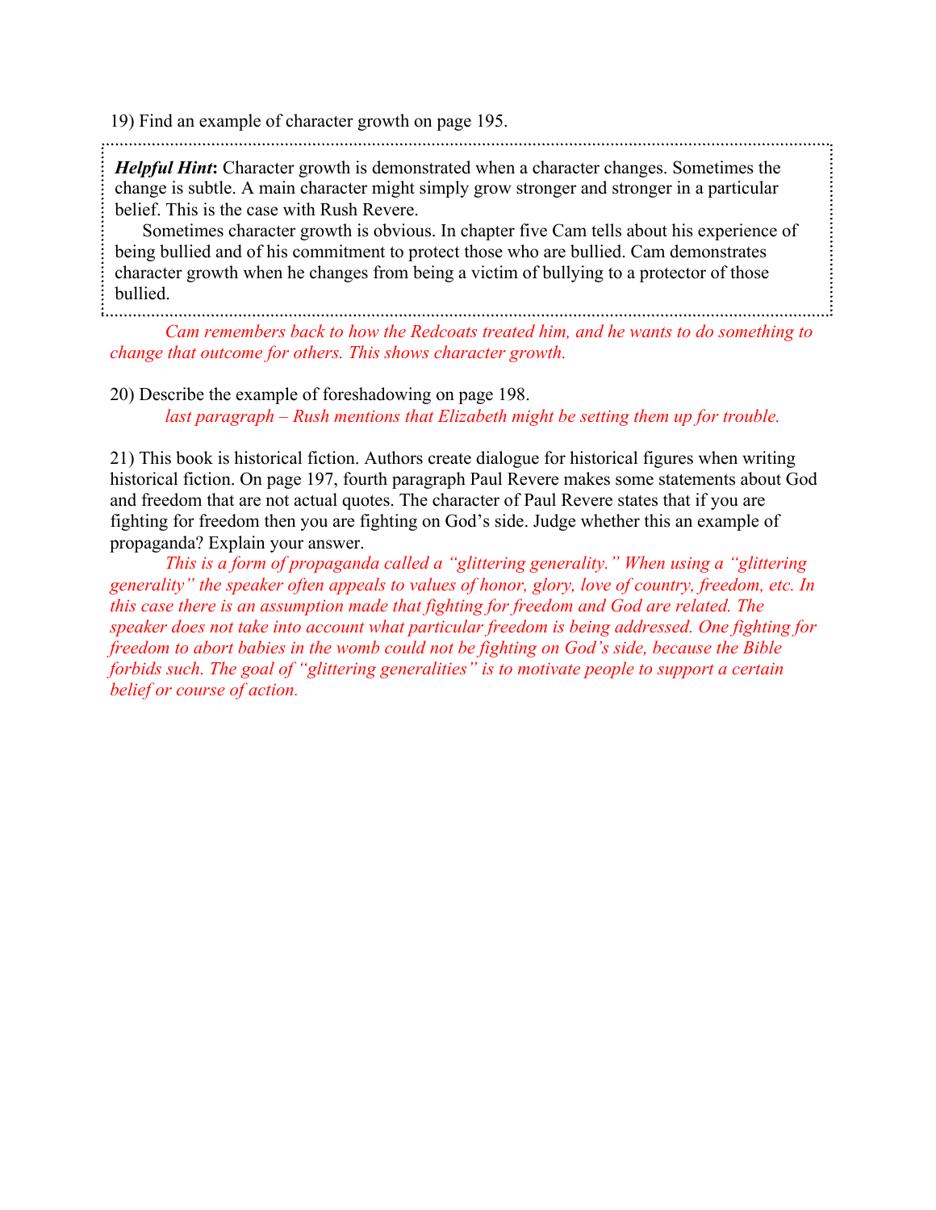19) Find an example of character growth on page 195.

> ***Helpful Hint*:** Character growth is demonstrated when a character changes. Sometimes the change is subtle. A main character might simply grow stronger and stronger in a particular belief. This is the case with Rush Revere.
>
> Sometimes character growth is obvious. In chapter five Cam tells about his experience of being bullied and of his commitment to protect those who are bullied. Cam demonstrates character growth when he changes from being a victim of bullying to a protector of those bullied.

*Cam remembers back to how the Redcoats treated him, and he wants to do something to change that outcome for others. This shows character growth.*

20) Describe the example of foreshadowing on page 198.

*last paragraph – Rush mentions that Elizabeth might be setting them up for trouble.*

21) This book is historical fiction. Authors create dialogue for historical figures when writing historical fiction. On page 197, fourth paragraph Paul Revere makes some statements about God and freedom that are not actual quotes. The character of Paul Revere states that if you are fighting for freedom then you are fighting on God's side. Judge whether this an example of propaganda? Explain your answer.

*This is a form of propaganda called a "glittering generality." When using a "glittering generality" the speaker often appeals to values of honor, glory, love of country, freedom, etc. In this case there is an assumption made that fighting for freedom and God are related. The speaker does not take into account what particular freedom is being addressed. One fighting for freedom to abort babies in the womb could not be fighting on God's side, because the Bible forbids such. The goal of "glittering generalities" is to motivate people to support a certain belief or course of action.*